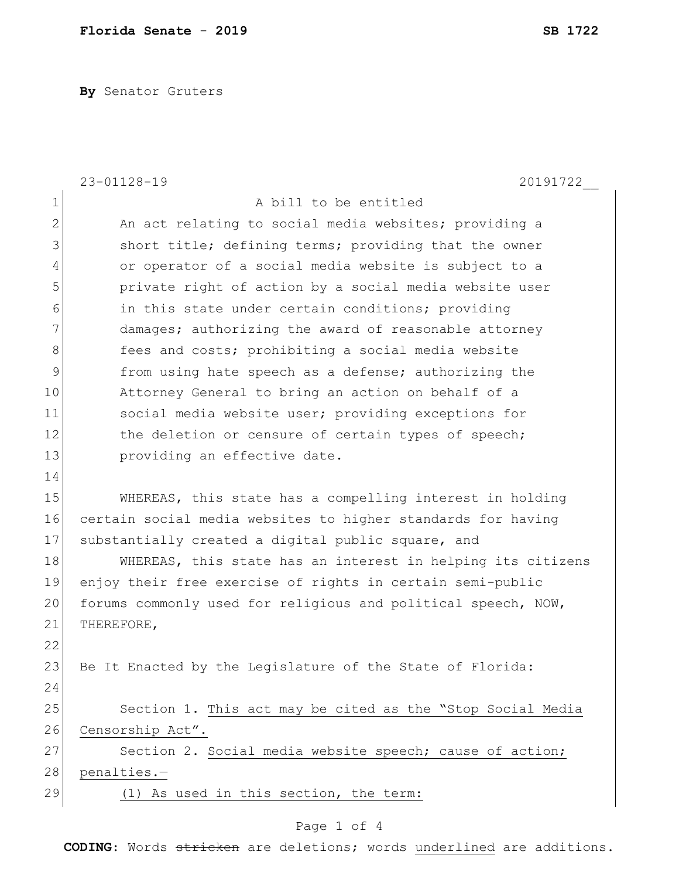**Florida Senate** - **2019** **SB 1722**

**By** Senator Gruters

23-01128-19 20191722__

A bill to be entitled

An act relating to social media websites; providing a short title; defining terms; providing that the owner or operator of a social media website is subject to a private right of action by a social media website user in this state under certain conditions; providing damages; authorizing the award of reasonable attorney fees and costs; prohibiting a social media website from using hate speech as a defense; authorizing the Attorney General to bring an action on behalf of a social media website user; providing exceptions for the deletion or censure of certain types of speech; providing an effective date.

WHEREAS, this state has a compelling interest in holding certain social media websites to higher standards for having substantially created a digital public square, and

WHEREAS, this state has an interest in helping its citizens enjoy their free exercise of rights in certain semi-public forums commonly used for religious and political speech, NOW, THEREFORE,

Be It Enacted by the Legislature of the State of Florida:

Section 1. <u>This act may be cited as the "Stop Social Media Censorship Act".</u>

Section 2. <u>Social media website speech; cause of action; penalties.—</u>

<u>(1) As used in this section, the term:</u>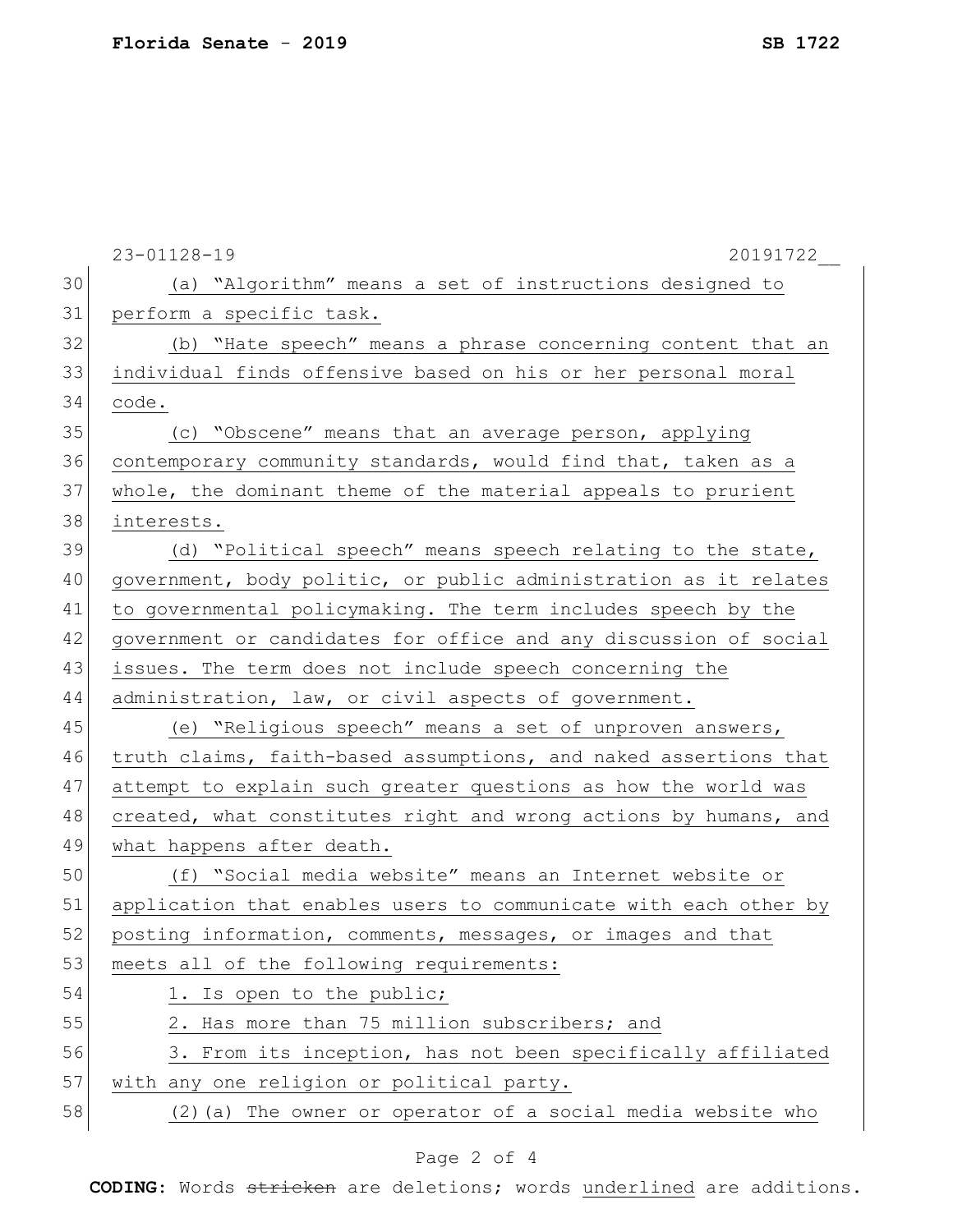(a) "Algorithm" means a set of instructions designed to perform a specific task.

(b) "Hate speech" means a phrase concerning content that an individual finds offensive based on his or her personal moral code.

(c) "Obscene" means that an average person, applying contemporary community standards, would find that, taken as a whole, the dominant theme of the material appeals to prurient interests.

(d) "Political speech" means speech relating to the state, government, body politic, or public administration as it relates to governmental policymaking. The term includes speech by the government or candidates for office and any discussion of social issues. The term does not include speech concerning the administration, law, or civil aspects of government.

(e) "Religious speech" means a set of unproven answers, truth claims, faith-based assumptions, and naked assertions that attempt to explain such greater questions as how the world was created, what constitutes right and wrong actions by humans, and what happens after death.

(f) "Social media website" means an Internet website or application that enables users to communicate with each other by posting information, comments, messages, or images and that meets all of the following requirements:

1. Is open to the public;

2. Has more than 75 million subscribers; and

3. From its inception, has not been specifically affiliated with any one religion or political party.

(2)(a) The owner or operator of a social media website who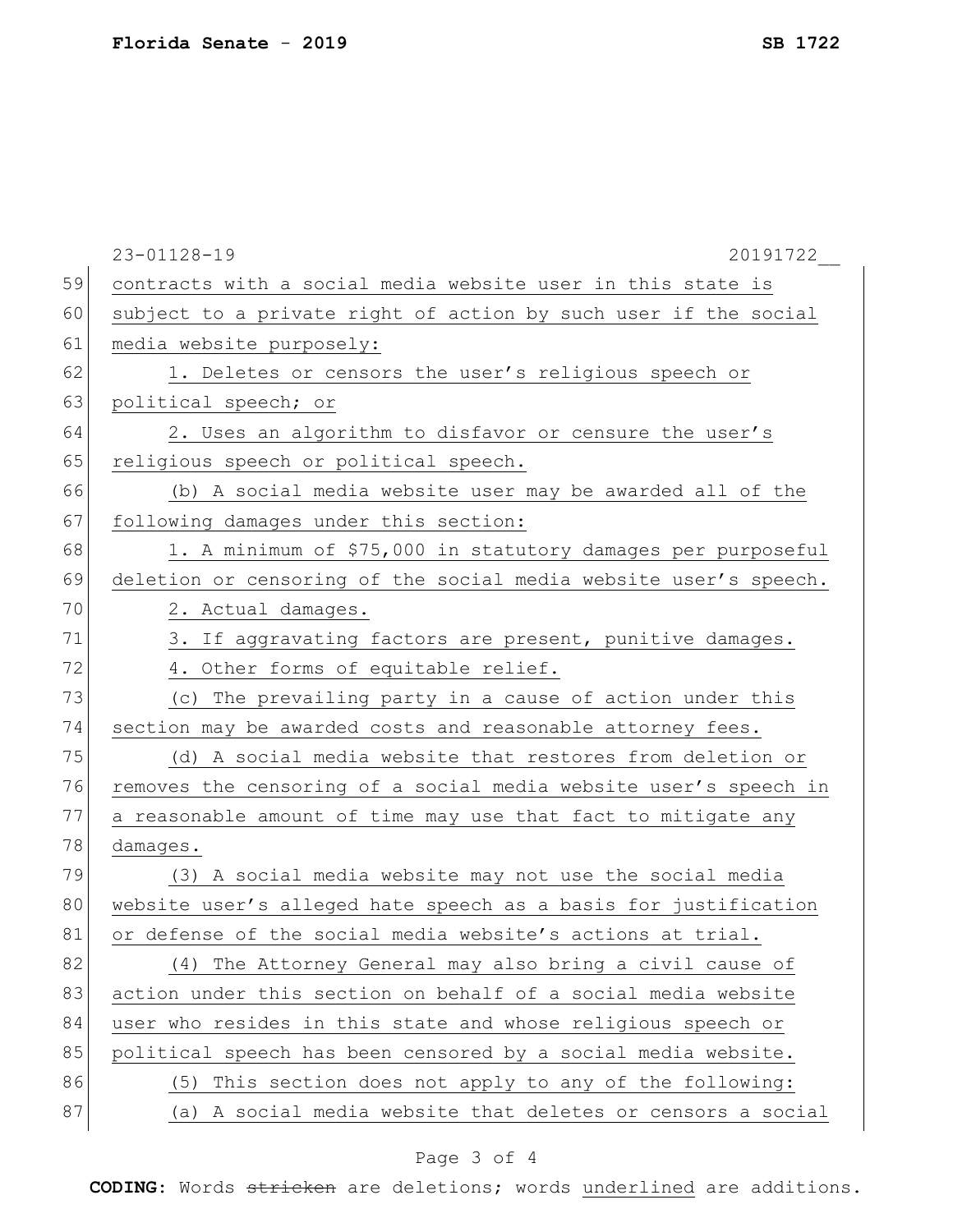contracts with a social media website user in this state is subject to a private right of action by such user if the social media website purposely:

1. Deletes or censors the user's religious speech or political speech; or

2. Uses an algorithm to disfavor or censure the user's religious speech or political speech.

(b) A social media website user may be awarded all of the following damages under this section:

1. A minimum of $75,000 in statutory damages per purposeful deletion or censoring of the social media website user's speech.

2. Actual damages.

3. If aggravating factors are present, punitive damages.

4. Other forms of equitable relief.

(c) The prevailing party in a cause of action under this section may be awarded costs and reasonable attorney fees.

(d) A social media website that restores from deletion or removes the censoring of a social media website user's speech in a reasonable amount of time may use that fact to mitigate any damages.

(3) A social media website may not use the social media website user's alleged hate speech as a basis for justification or defense of the social media website's actions at trial.

(4) The Attorney General may also bring a civil cause of action under this section on behalf of a social media website user who resides in this state and whose religious speech or political speech has been censored by a social media website.

(5) This section does not apply to any of the following:

(a) A social media website that deletes or censors a social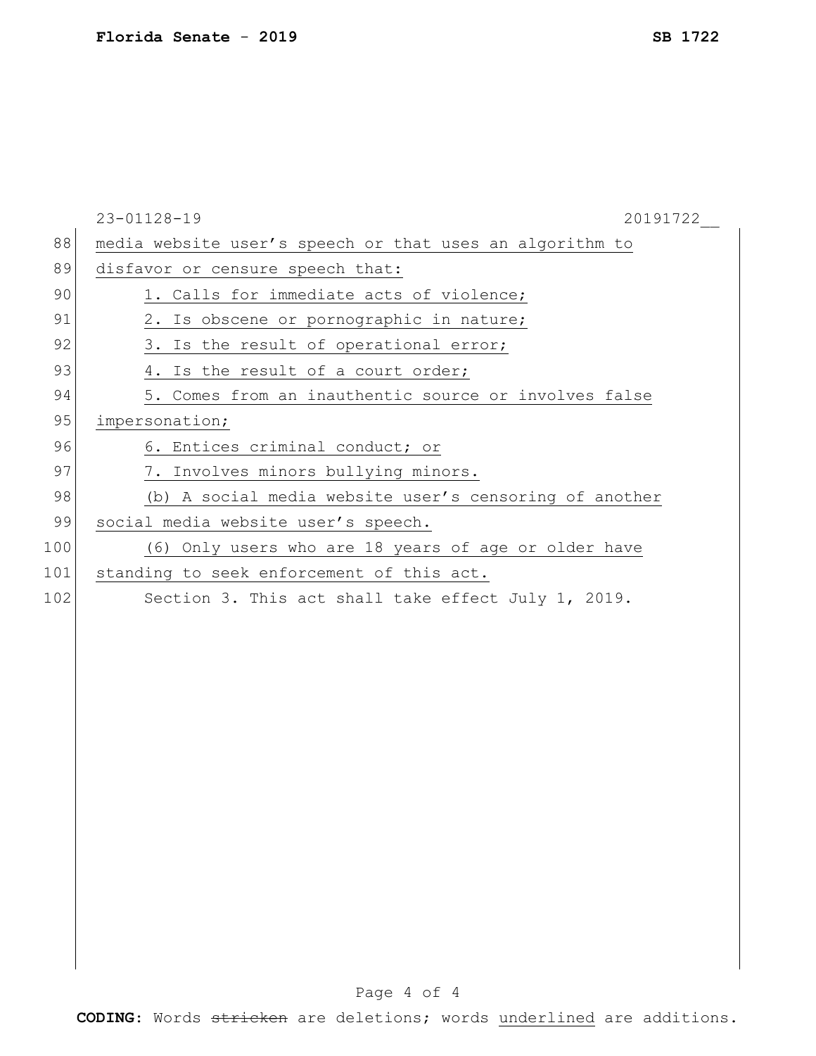23-01128-19 20191722__

media website user's speech or that uses an algorithm to disfavor or censure speech that:

1. Calls for immediate acts of violence;

2. Is obscene or pornographic in nature;

3. Is the result of operational error;

4. Is the result of a court order;

5. Comes from an inauthentic source or involves false impersonation;

6. Entices criminal conduct; or

7. Involves minors bullying minors.

(b) A social media website user's censoring of another social media website user's speech.

(6) Only users who are 18 years of age or older have standing to seek enforcement of this act.

Section 3. This act shall take effect July 1, 2019.

**CODING:** Words ~~stricken~~ are deletions; words <u>underlined</u> are additions.